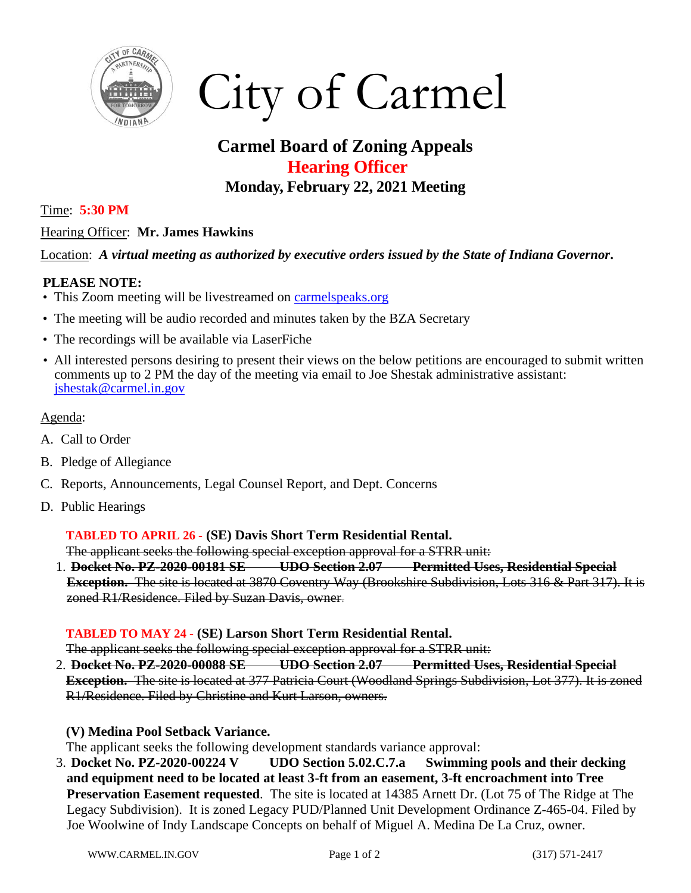# City of Carmel

## Carmel Board of Zoning Appeals

## Hearing Officer

## Monday, February 22, 2021 Meeting

Time: **5:30 PM**

Hearing Officer: **Mr. James Hawkins**

Location: ***A virtual meeting as authorized by executive orders issued by the State of Indiana Governor.***

**PLEASE NOTE:**

- This Zoom meeting will be livestreamed on carmelspeaks.org
- The meeting will be audio recorded and minutes taken by the BZA Secretary
- The recordings will be available via LaserFiche
- All interested persons desiring to present their views on the below petitions are encouraged to submit written comments up to 2 PM the day of the meeting via email to Joe Shestak administrative assistant: jshestak@carmel.in.gov

Agenda:

A. Call to Order

B. Pledge of Allegiance

C. Reports, Announcements, Legal Counsel Report, and Dept. Concerns

D. Public Hearings

**TABLED TO APRIL 26 - (SE) Davis Short Term Residential Rental.**

~~The applicant seeks the following special exception approval for a STRR unit:~~

1. ~~**Docket No. PZ-2020-00181 SE UDO Section 2.07 Permitted Uses, Residential Special Exception.** The site is located at 3870 Coventry Way (Brookshire Subdivision, Lots 316 & Part 317). It is zoned R1/Residence. Filed by Suzan Davis, owner.~~

**TABLED TO MAY 24 - (SE) Larson Short Term Residential Rental.**

~~The applicant seeks the following special exception approval for a STRR unit:~~

2. ~~**Docket No. PZ-2020-00088 SE UDO Section 2.07 Permitted Uses, Residential Special Exception.** The site is located at 377 Patricia Court (Woodland Springs Subdivision, Lot 377). It is zoned R1/Residence. Filed by Christine and Kurt Larson, owners.~~

**(V) Medina Pool Setback Variance.**

The applicant seeks the following development standards variance approval:

3. **Docket No. PZ-2020-00224 V UDO Section 5.02.C.7.a Swimming pools and their decking and equipment need to be located at least 3-ft from an easement, 3-ft encroachment into Tree Preservation Easement requested**. The site is located at 14385 Arnett Dr. (Lot 75 of The Ridge at The Legacy Subdivision). It is zoned Legacy PUD/Planned Unit Development Ordinance Z-465-04. Filed by Joe Woolwine of Indy Landscape Concepts on behalf of Miguel A. Medina De La Cruz, owner.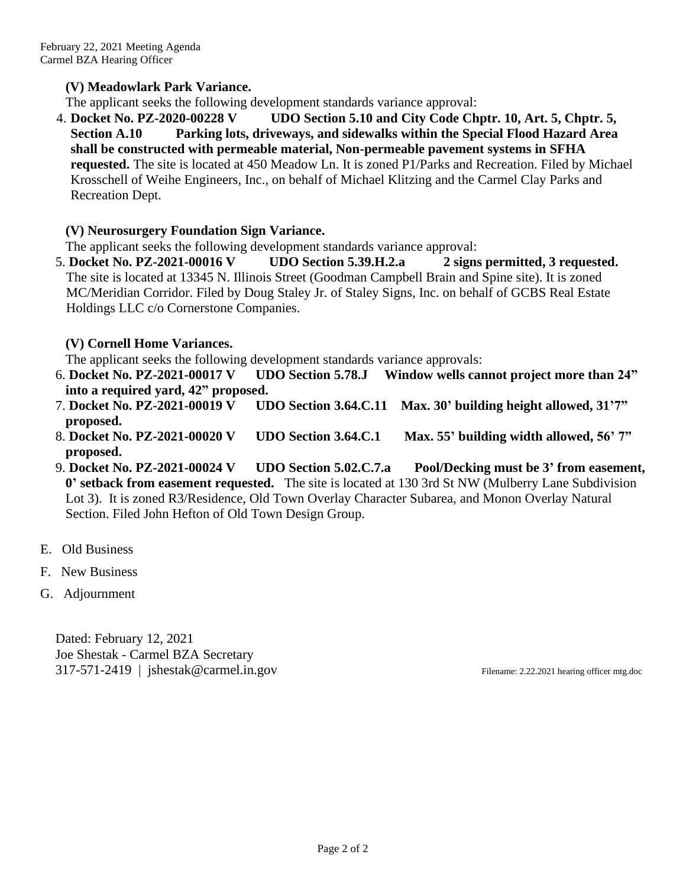**(V) Meadowlark Park Variance.**

The applicant seeks the following development standards variance approval:

4. **Docket No. PZ-2020-00228 V UDO Section 5.10 and City Code Chptr. 10, Art. 5, Chptr. 5, Section A.10 Parking lots, driveways, and sidewalks within the Special Flood Hazard Area shall be constructed with permeable material, Non-permeable pavement systems in SFHA requested.** The site is located at 450 Meadow Ln. It is zoned P1/Parks and Recreation. Filed by Michael Krosschell of Weihe Engineers, Inc., on behalf of Michael Klitzing and the Carmel Clay Parks and Recreation Dept.

**(V) Neurosurgery Foundation Sign Variance.**

The applicant seeks the following development standards variance approval:

5. **Docket No. PZ-2021-00016 V UDO Section 5.39.H.2.a 2 signs permitted, 3 requested.** The site is located at 13345 N. Illinois Street (Goodman Campbell Brain and Spine site). It is zoned MC/Meridian Corridor. Filed by Doug Staley Jr. of Staley Signs, Inc. on behalf of GCBS Real Estate Holdings LLC c/o Cornerstone Companies.

**(V) Cornell Home Variances.**

The applicant seeks the following development standards variance approvals:

6. **Docket No. PZ-2021-00017 V UDO Section 5.78.J Window wells cannot project more than 24" into a required yard, 42" proposed.**
7. **Docket No. PZ-2021-00019 V UDO Section 3.64.C.11 Max. 30' building height allowed, 31'7" proposed.**
8. **Docket No. PZ-2021-00020 V UDO Section 3.64.C.1 Max. 55' building width allowed, 56' 7" proposed.**
9. **Docket No. PZ-2021-00024 V UDO Section 5.02.C.7.a Pool/Decking must be 3' from easement, 0' setback from easement requested.** The site is located at 130 3rd St NW (Mulberry Lane Subdivision Lot 3). It is zoned R3/Residence, Old Town Overlay Character Subarea, and Monon Overlay Natural Section. Filed John Hefton of Old Town Design Group.

E. Old Business

F. New Business

G. Adjournment

Dated: February 12, 2021
Joe Shestak - Carmel BZA Secretary
317-571-2419 | jshestak@carmel.in.gov

Filename: 2.22.2021 hearing officer mtg.doc